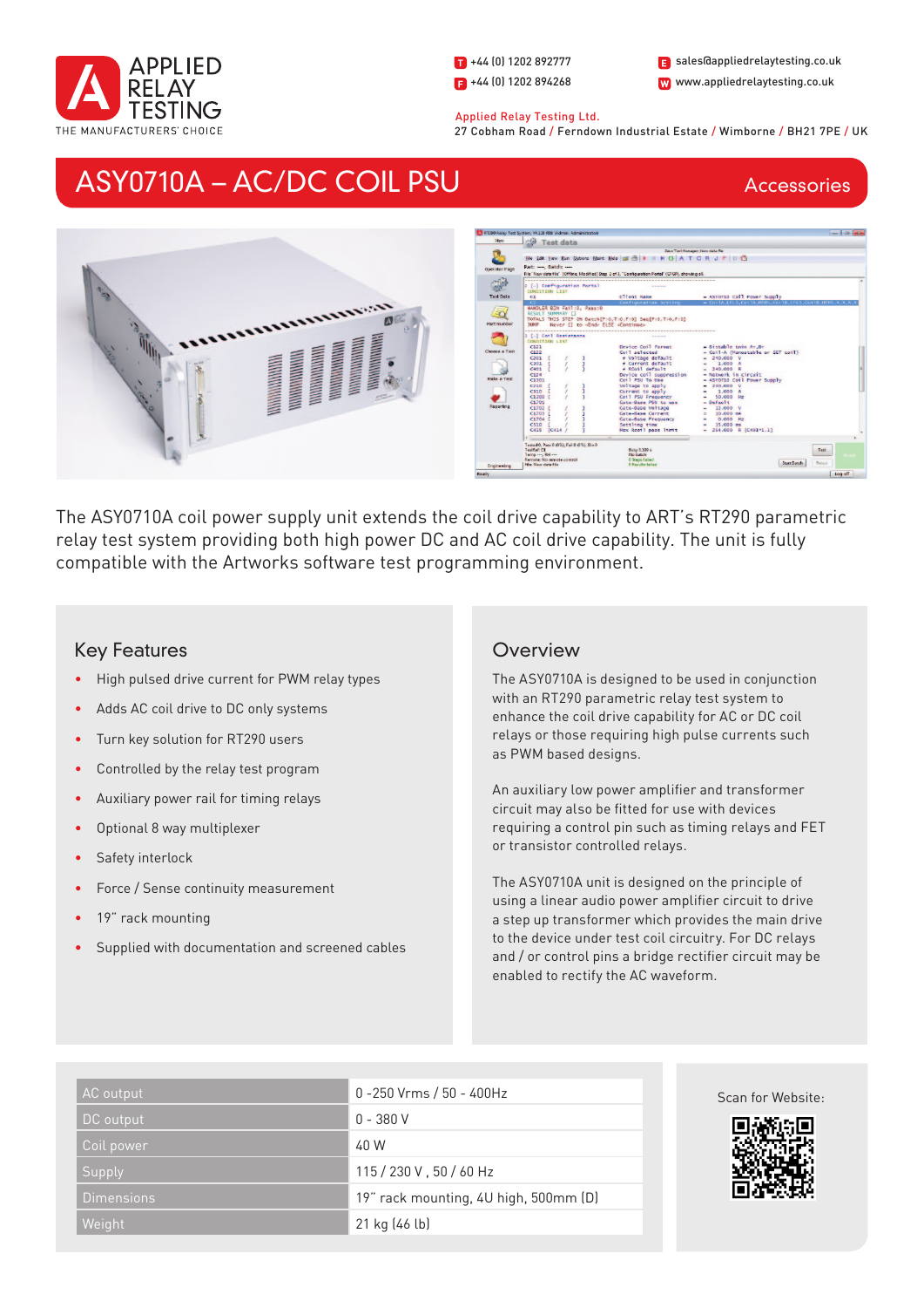APPLIED RELAY TESTING
THE MANUFACTURERS' CHOICE

T +44 (0) 1202 892777
F +44 (0) 1202 894268
E sales@appliedrelaytesting.co.uk
W www.appliedrelaytesting.co.uk

Applied Relay Testing Ltd.
27 Cobham Road / Ferndown Industrial Estate / Wimborne / BH21 7PE / UK

# ASY0710A – AC/DC COIL PSU

Accessories

The ASY0710A coil power supply unit extends the coil drive capability to ART's RT290 parametric relay test system providing both high power DC and AC coil drive capability. The unit is fully compatible with the Artworks software test programming environment.

## Key Features

- High pulsed drive current for PWM relay types
- Adds AC coil drive to DC only systems
- Turn key solution for RT290 users
- Controlled by the relay test program
- Auxiliary power rail for timing relays
- Optional 8 way multiplexer
- Safety interlock
- Force / Sense continuity measurement
- 19" rack mounting
- Supplied with documentation and screened cables

## Overview

The ASY0710A is designed to be used in conjunction with an RT290 parametric relay test system to enhance the coil drive capability for AC or DC coil relays or those requiring high pulse currents such as PWM based designs.

An auxiliary low power amplifier and transformer circuit may also be fitted for use with devices requiring a control pin such as timing relays and FET or transistor controlled relays.

The ASY0710A unit is designed on the principle of using a linear audio power amplifier circuit to drive a step up transformer which provides the main drive to the device under test coil circuitry. For DC relays and / or control pins a bridge rectifier circuit may be enabled to rectify the AC waveform.

| | |
|---|---|
| AC output | 0 -250 Vrms / 50 - 400Hz |
| DC output | 0 - 380 V |
| Coil power | 40 W |
| Supply | 115 / 230 V , 50 / 60 Hz |
| Dimensions | 19" rack mounting, 4U high, 500mm (D) |
| Weight | 21 kg (46 lb) |

Scan for Website: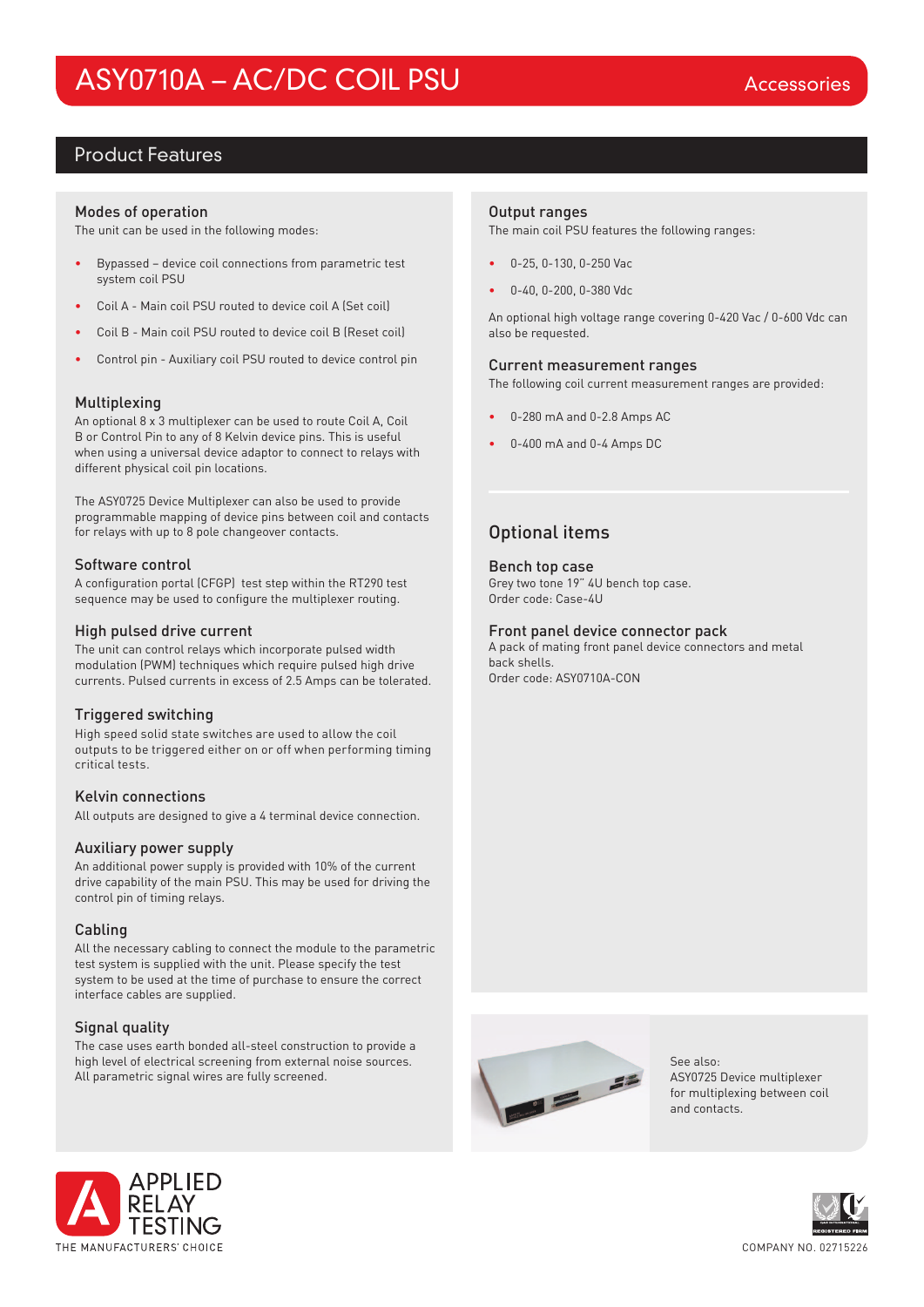# ASY0710A – AC/DC COIL PSU

Accessories

## Product Features

### Modes of operation

The unit can be used in the following modes:

- Bypassed – device coil connections from parametric test system coil PSU
- Coil A - Main coil PSU routed to device coil A (Set coil)
- Coil B - Main coil PSU routed to device coil B (Reset coil)
- Control pin - Auxiliary coil PSU routed to device control pin

### Multiplexing

An optional 8 x 3 multiplexer can be used to route Coil A, Coil B or Control Pin to any of 8 Kelvin device pins. This is useful when using a universal device adaptor to connect to relays with different physical coil pin locations.

The ASY0725 Device Multiplexer can also be used to provide programmable mapping of device pins between coil and contacts for relays with up to 8 pole changeover contacts.

### Software control

A configuration portal (CFGP) test step within the RT290 test sequence may be used to configure the multiplexer routing.

### High pulsed drive current

The unit can control relays which incorporate pulsed width modulation (PWM) techniques which require pulsed high drive currents. Pulsed currents in excess of 2.5 Amps can be tolerated.

### Triggered switching

High speed solid state switches are used to allow the coil outputs to be triggered either on or off when performing timing critical tests.

### Kelvin connections

All outputs are designed to give a 4 terminal device connection.

### Auxiliary power supply

An additional power supply is provided with 10% of the current drive capability of the main PSU. This may be used for driving the control pin of timing relays.

### Cabling

All the necessary cabling to connect the module to the parametric test system is supplied with the unit. Please specify the test system to be used at the time of purchase to ensure the correct interface cables are supplied.

### Signal quality

The case uses earth bonded all-steel construction to provide a high level of electrical screening from external noise sources. All parametric signal wires are fully screened.

### Output ranges

The main coil PSU features the following ranges:

- 0-25, 0-130, 0-250 Vac
- 0-40, 0-200, 0-380 Vdc

An optional high voltage range covering 0-420 Vac / 0-600 Vdc can also be requested.

### Current measurement ranges

The following coil current measurement ranges are provided:

- 0-280 mA and 0-2.8 Amps AC
- 0-400 mA and 0-4 Amps DC

## Optional items

### Bench top case

Grey two tone 19" 4U bench top case.
Order code: Case-4U

### Front panel device connector pack

A pack of mating front panel device connectors and metal back shells.
Order code: ASY0710A-CON

See also:
ASY0725 Device multiplexer for multiplexing between coil and contacts.

APPLIED RELAY TESTING
THE MANUFACTURERS' CHOICE

COMPANY NO. 02715226